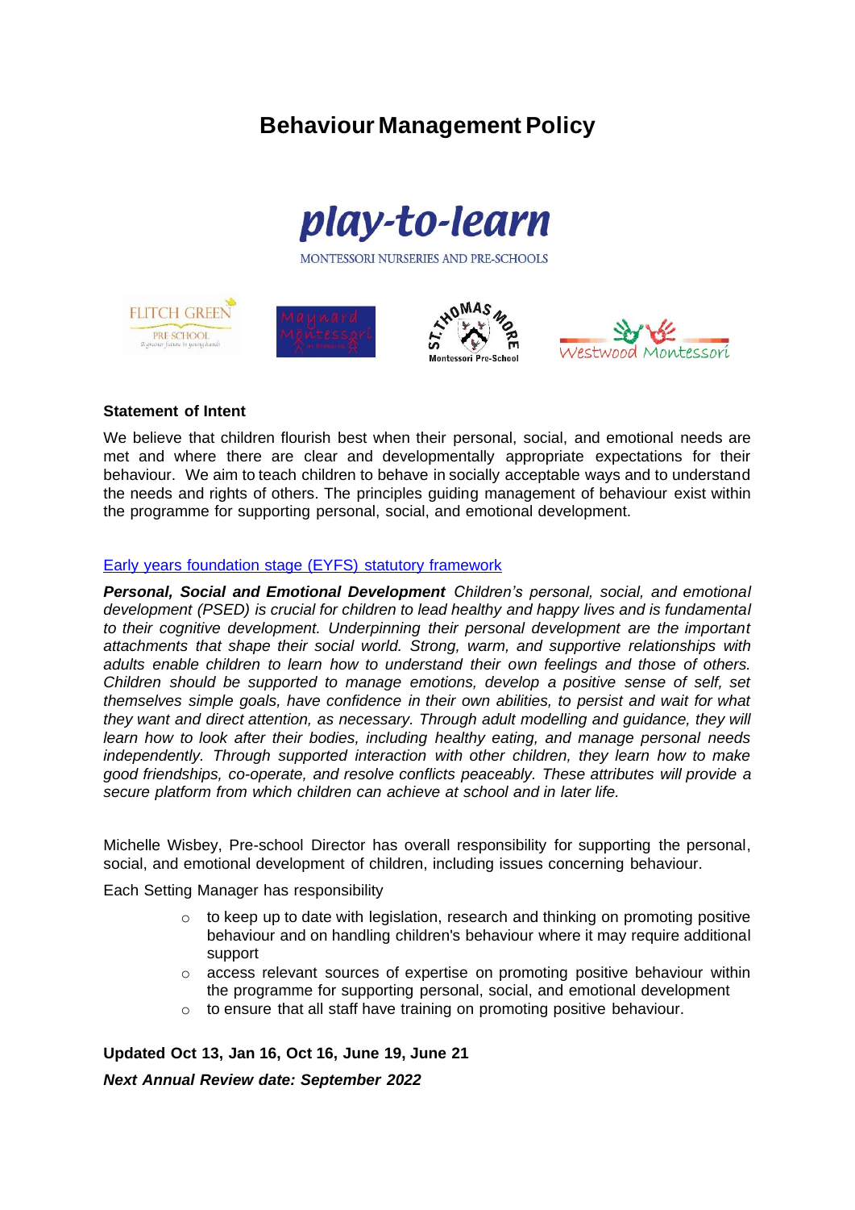# Behaviour Management Policy

play-to-learn

MONTESSORI NURSERIES AND PRE-SCHOOLS

**Statement of Intent**

We believe that children flourish best when their personal, social, and emotional needs are met and where there are clear and developmentally appropriate expectations for their behaviour. We aim to teach children to behave in socially acceptable ways and to understand the needs and rights of others. The principles guiding management of behaviour exist within the programme for supporting personal, social, and emotional development.

Early years foundation stage (EYFS) statutory framework

***Personal, Social and Emotional Development*** *Children's personal, social, and emotional development (PSED) is crucial for children to lead healthy and happy lives and is fundamental to their cognitive development. Underpinning their personal development are the important attachments that shape their social world. Strong, warm, and supportive relationships with adults enable children to learn how to understand their own feelings and those of others. Children should be supported to manage emotions, develop a positive sense of self, set themselves simple goals, have confidence in their own abilities, to persist and wait for what they want and direct attention, as necessary. Through adult modelling and guidance, they will learn how to look after their bodies, including healthy eating, and manage personal needs independently. Through supported interaction with other children, they learn how to make good friendships, co-operate, and resolve conflicts peaceably. These attributes will provide a secure platform from which children can achieve at school and in later life.*

Michelle Wisbey, Pre-school Director has overall responsibility for supporting the personal, social, and emotional development of children, including issues concerning behaviour.

Each Setting Manager has responsibility

- to keep up to date with legislation, research and thinking on promoting positive behaviour and on handling children's behaviour where it may require additional support
- access relevant sources of expertise on promoting positive behaviour within the programme for supporting personal, social, and emotional development
- to ensure that all staff have training on promoting positive behaviour.

**Updated Oct 13, Jan 16, Oct 16, June 19, June 21**

***Next Annual Review date: September 2022***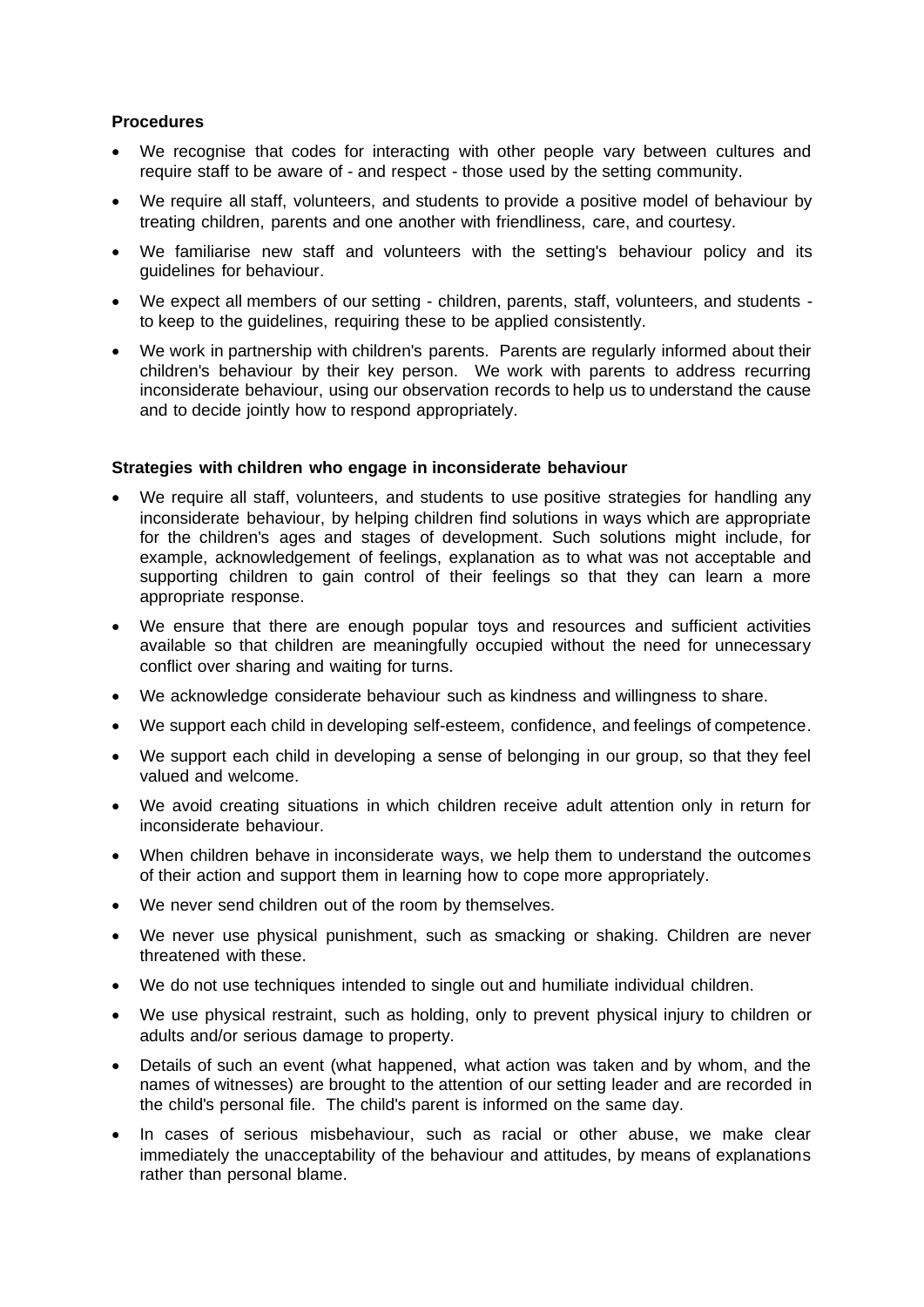**Procedures**

- We recognise that codes for interacting with other people vary between cultures and require staff to be aware of - and respect - those used by the setting community.
- We require all staff, volunteers, and students to provide a positive model of behaviour by treating children, parents and one another with friendliness, care, and courtesy.
- We familiarise new staff and volunteers with the setting's behaviour policy and its guidelines for behaviour.
- We expect all members of our setting - children, parents, staff, volunteers, and students - to keep to the guidelines, requiring these to be applied consistently.
- We work in partnership with children's parents. Parents are regularly informed about their children's behaviour by their key person. We work with parents to address recurring inconsiderate behaviour, using our observation records to help us to understand the cause and to decide jointly how to respond appropriately.

**Strategies with children who engage in inconsiderate behaviour**

- We require all staff, volunteers, and students to use positive strategies for handling any inconsiderate behaviour, by helping children find solutions in ways which are appropriate for the children's ages and stages of development. Such solutions might include, for example, acknowledgement of feelings, explanation as to what was not acceptable and supporting children to gain control of their feelings so that they can learn a more appropriate response.
- We ensure that there are enough popular toys and resources and sufficient activities available so that children are meaningfully occupied without the need for unnecessary conflict over sharing and waiting for turns.
- We acknowledge considerate behaviour such as kindness and willingness to share.
- We support each child in developing self-esteem, confidence, and feelings of competence.
- We support each child in developing a sense of belonging in our group, so that they feel valued and welcome.
- We avoid creating situations in which children receive adult attention only in return for inconsiderate behaviour.
- When children behave in inconsiderate ways, we help them to understand the outcomes of their action and support them in learning how to cope more appropriately.
- We never send children out of the room by themselves.
- We never use physical punishment, such as smacking or shaking. Children are never threatened with these.
- We do not use techniques intended to single out and humiliate individual children.
- We use physical restraint, such as holding, only to prevent physical injury to children or adults and/or serious damage to property.
- Details of such an event (what happened, what action was taken and by whom, and the names of witnesses) are brought to the attention of our setting leader and are recorded in the child's personal file. The child's parent is informed on the same day.
- In cases of serious misbehaviour, such as racial or other abuse, we make clear immediately the unacceptability of the behaviour and attitudes, by means of explanations rather than personal blame.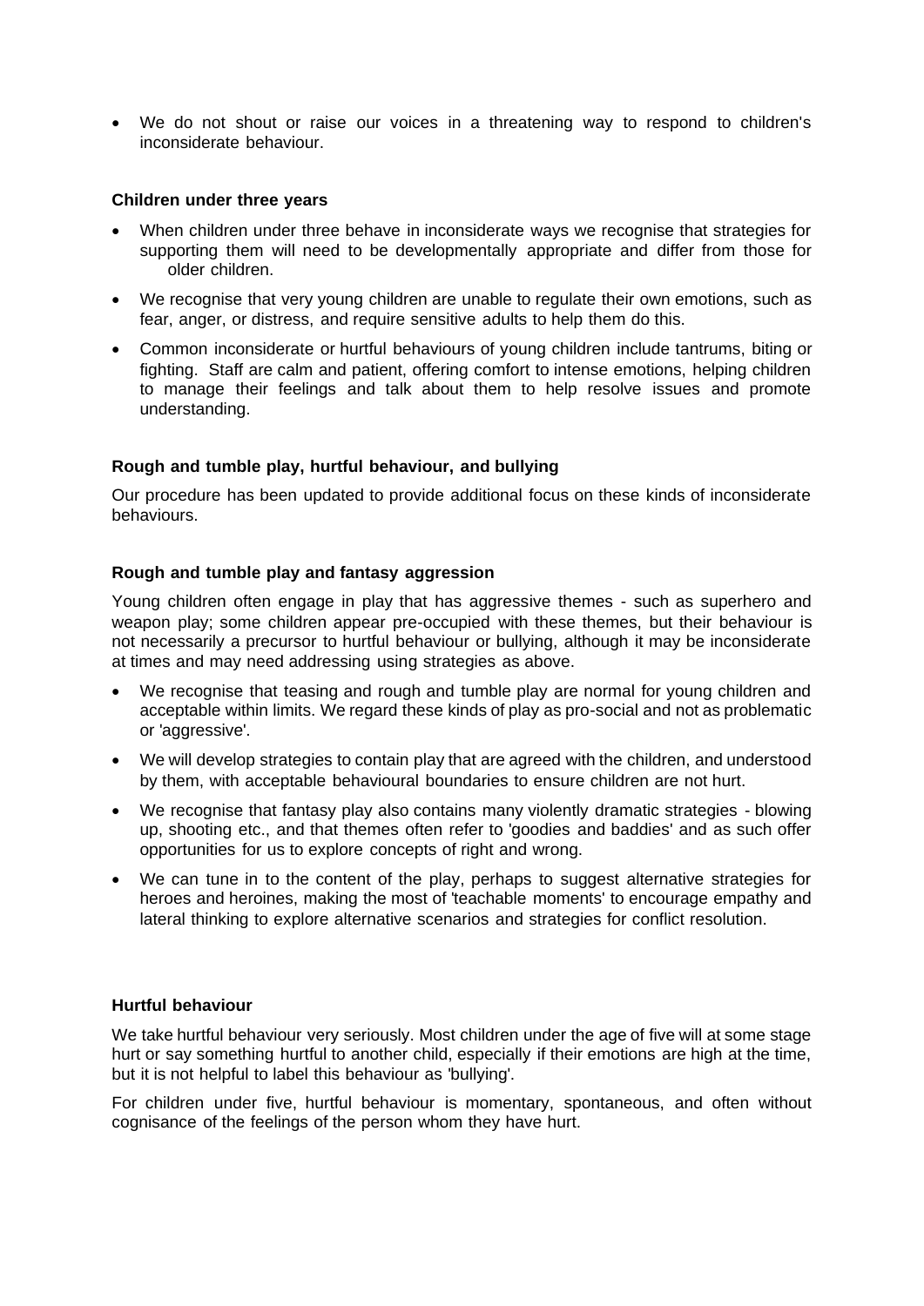- We do not shout or raise our voices in a threatening way to respond to children's inconsiderate behaviour.

**Children under three years**

- When children under three behave in inconsiderate ways we recognise that strategies for supporting them will need to be developmentally appropriate and differ from those for older children.
- We recognise that very young children are unable to regulate their own emotions, such as fear, anger, or distress, and require sensitive adults to help them do this.
- Common inconsiderate or hurtful behaviours of young children include tantrums, biting or fighting. Staff are calm and patient, offering comfort to intense emotions, helping children to manage their feelings and talk about them to help resolve issues and promote understanding.

**Rough and tumble play, hurtful behaviour, and bullying**

Our procedure has been updated to provide additional focus on these kinds of inconsiderate behaviours.

**Rough and tumble play and fantasy aggression**

Young children often engage in play that has aggressive themes - such as superhero and weapon play; some children appear pre-occupied with these themes, but their behaviour is not necessarily a precursor to hurtful behaviour or bullying, although it may be inconsiderate at times and may need addressing using strategies as above.

- We recognise that teasing and rough and tumble play are normal for young children and acceptable within limits. We regard these kinds of play as pro-social and not as problematic or 'aggressive'.
- We will develop strategies to contain play that are agreed with the children, and understood by them, with acceptable behavioural boundaries to ensure children are not hurt.
- We recognise that fantasy play also contains many violently dramatic strategies - blowing up, shooting etc., and that themes often refer to 'goodies and baddies' and as such offer opportunities for us to explore concepts of right and wrong.
- We can tune in to the content of the play, perhaps to suggest alternative strategies for heroes and heroines, making the most of 'teachable moments' to encourage empathy and lateral thinking to explore alternative scenarios and strategies for conflict resolution.

**Hurtful behaviour**

We take hurtful behaviour very seriously. Most children under the age of five will at some stage hurt or say something hurtful to another child, especially if their emotions are high at the time, but it is not helpful to label this behaviour as 'bullying'.

For children under five, hurtful behaviour is momentary, spontaneous, and often without cognisance of the feelings of the person whom they have hurt.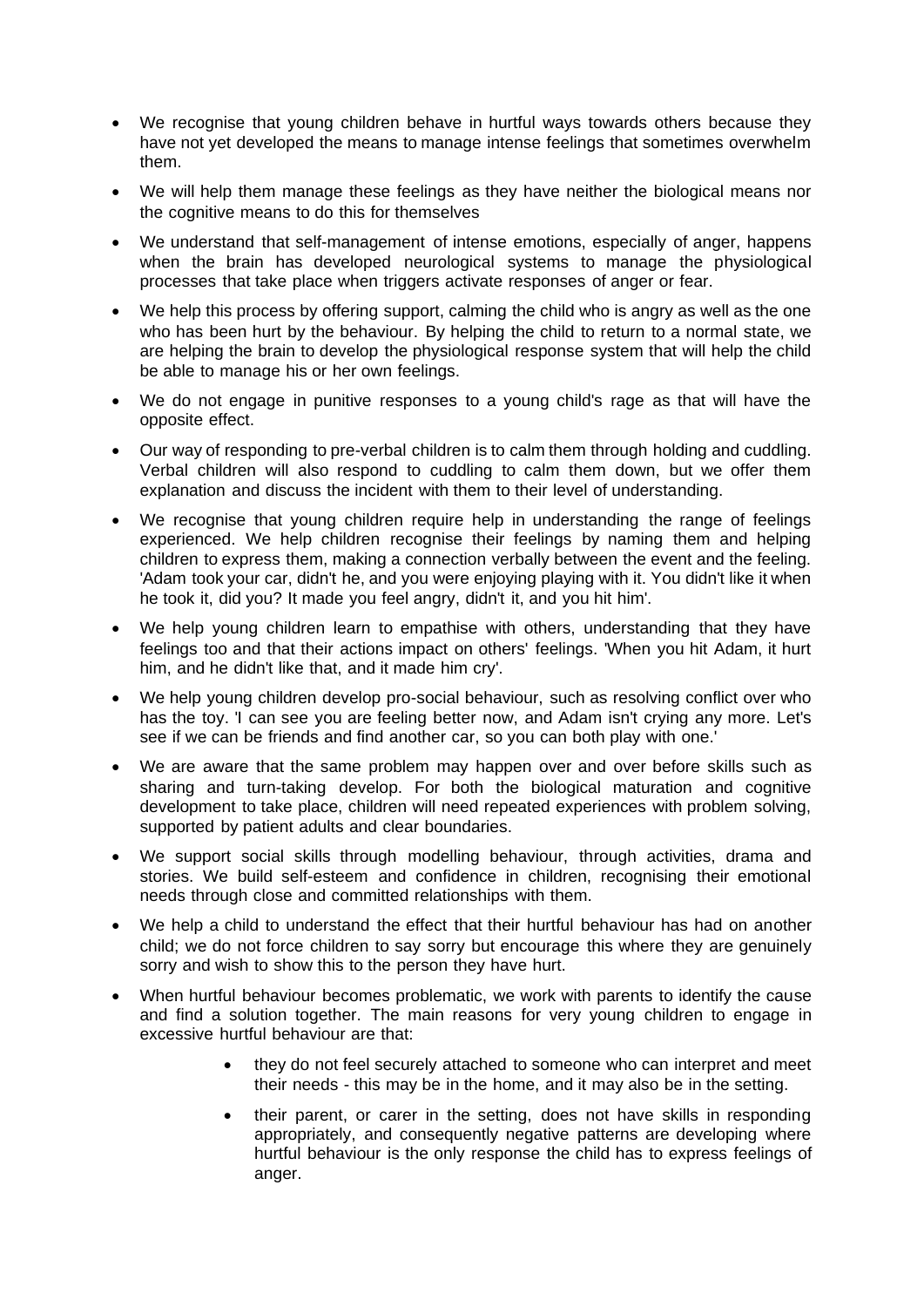- We recognise that young children behave in hurtful ways towards others because they have not yet developed the means to manage intense feelings that sometimes overwhelm them.
- We will help them manage these feelings as they have neither the biological means nor the cognitive means to do this for themselves
- We understand that self-management of intense emotions, especially of anger, happens when the brain has developed neurological systems to manage the physiological processes that take place when triggers activate responses of anger or fear.
- We help this process by offering support, calming the child who is angry as well as the one who has been hurt by the behaviour. By helping the child to return to a normal state, we are helping the brain to develop the physiological response system that will help the child be able to manage his or her own feelings.
- We do not engage in punitive responses to a young child's rage as that will have the opposite effect.
- Our way of responding to pre-verbal children is to calm them through holding and cuddling. Verbal children will also respond to cuddling to calm them down, but we offer them explanation and discuss the incident with them to their level of understanding.
- We recognise that young children require help in understanding the range of feelings experienced. We help children recognise their feelings by naming them and helping children to express them, making a connection verbally between the event and the feeling. 'Adam took your car, didn't he, and you were enjoying playing with it. You didn't like it when he took it, did you? It made you feel angry, didn't it, and you hit him'.
- We help young children learn to empathise with others, understanding that they have feelings too and that their actions impact on others' feelings. 'When you hit Adam, it hurt him, and he didn't like that, and it made him cry'.
- We help young children develop pro-social behaviour, such as resolving conflict over who has the toy. 'I can see you are feeling better now, and Adam isn't crying any more. Let's see if we can be friends and find another car, so you can both play with one.'
- We are aware that the same problem may happen over and over before skills such as sharing and turn-taking develop. For both the biological maturation and cognitive development to take place, children will need repeated experiences with problem solving, supported by patient adults and clear boundaries.
- We support social skills through modelling behaviour, through activities, drama and stories. We build self-esteem and confidence in children, recognising their emotional needs through close and committed relationships with them.
- We help a child to understand the effect that their hurtful behaviour has had on another child; we do not force children to say sorry but encourage this where they are genuinely sorry and wish to show this to the person they have hurt.
- When hurtful behaviour becomes problematic, we work with parents to identify the cause and find a solution together. The main reasons for very young children to engage in excessive hurtful behaviour are that:
  - they do not feel securely attached to someone who can interpret and meet their needs - this may be in the home, and it may also be in the setting.
  - their parent, or carer in the setting, does not have skills in responding appropriately, and consequently negative patterns are developing where hurtful behaviour is the only response the child has to express feelings of anger.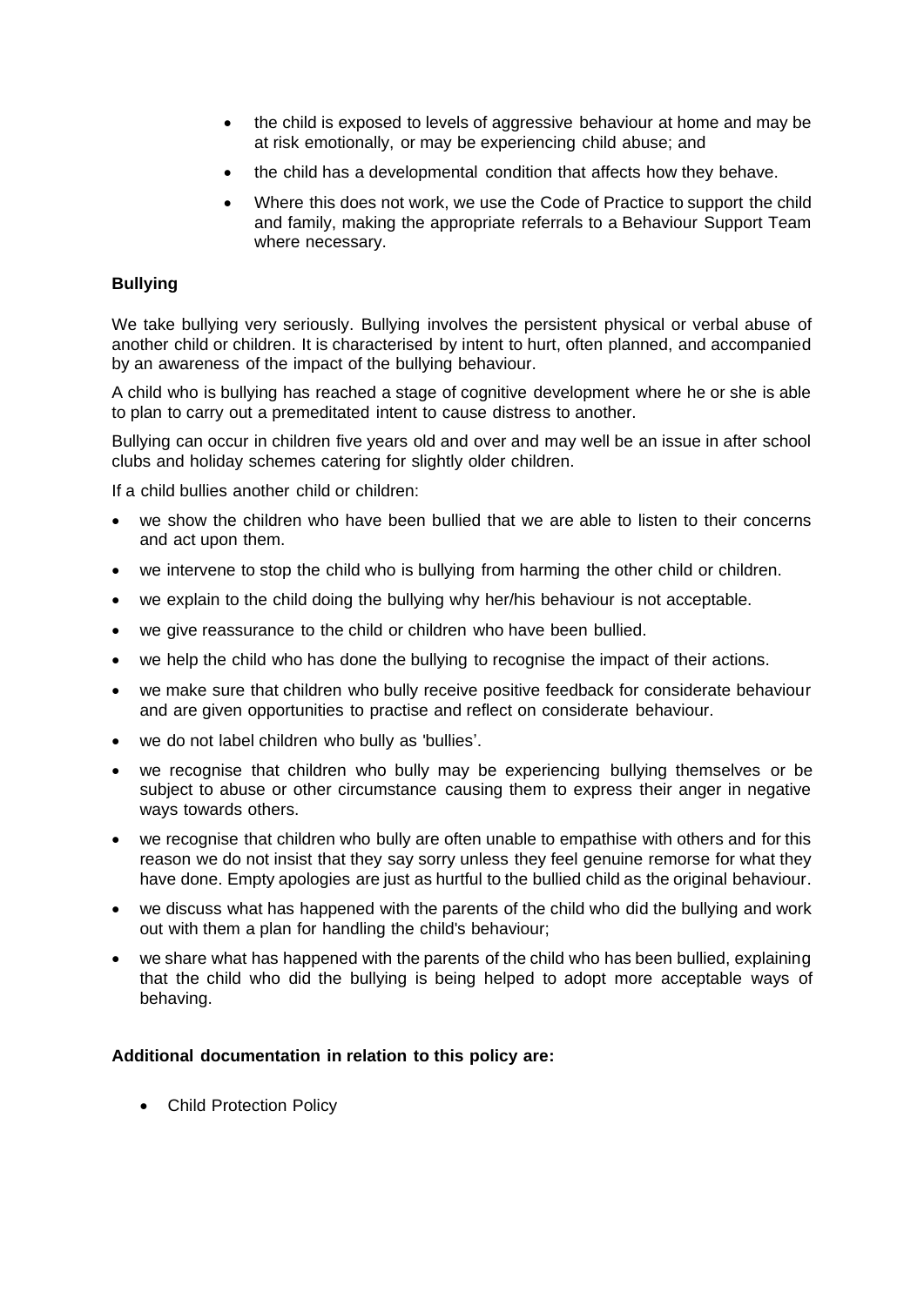- the child is exposed to levels of aggressive behaviour at home and may be at risk emotionally, or may be experiencing child abuse; and
- the child has a developmental condition that affects how they behave.
- Where this does not work, we use the Code of Practice to support the child and family, making the appropriate referrals to a Behaviour Support Team where necessary.

**Bullying**

We take bullying very seriously. Bullying involves the persistent physical or verbal abuse of another child or children. It is characterised by intent to hurt, often planned, and accompanied by an awareness of the impact of the bullying behaviour.

A child who is bullying has reached a stage of cognitive development where he or she is able to plan to carry out a premeditated intent to cause distress to another.

Bullying can occur in children five years old and over and may well be an issue in after school clubs and holiday schemes catering for slightly older children.

If a child bullies another child or children:

- we show the children who have been bullied that we are able to listen to their concerns and act upon them.
- we intervene to stop the child who is bullying from harming the other child or children.
- we explain to the child doing the bullying why her/his behaviour is not acceptable.
- we give reassurance to the child or children who have been bullied.
- we help the child who has done the bullying to recognise the impact of their actions.
- we make sure that children who bully receive positive feedback for considerate behaviour and are given opportunities to practise and reflect on considerate behaviour.
- we do not label children who bully as 'bullies'.
- we recognise that children who bully may be experiencing bullying themselves or be subject to abuse or other circumstance causing them to express their anger in negative ways towards others.
- we recognise that children who bully are often unable to empathise with others and for this reason we do not insist that they say sorry unless they feel genuine remorse for what they have done. Empty apologies are just as hurtful to the bullied child as the original behaviour.
- we discuss what has happened with the parents of the child who did the bullying and work out with them a plan for handling the child's behaviour;
- we share what has happened with the parents of the child who has been bullied, explaining that the child who did the bullying is being helped to adopt more acceptable ways of behaving.

**Additional documentation in relation to this policy are:**

- Child Protection Policy